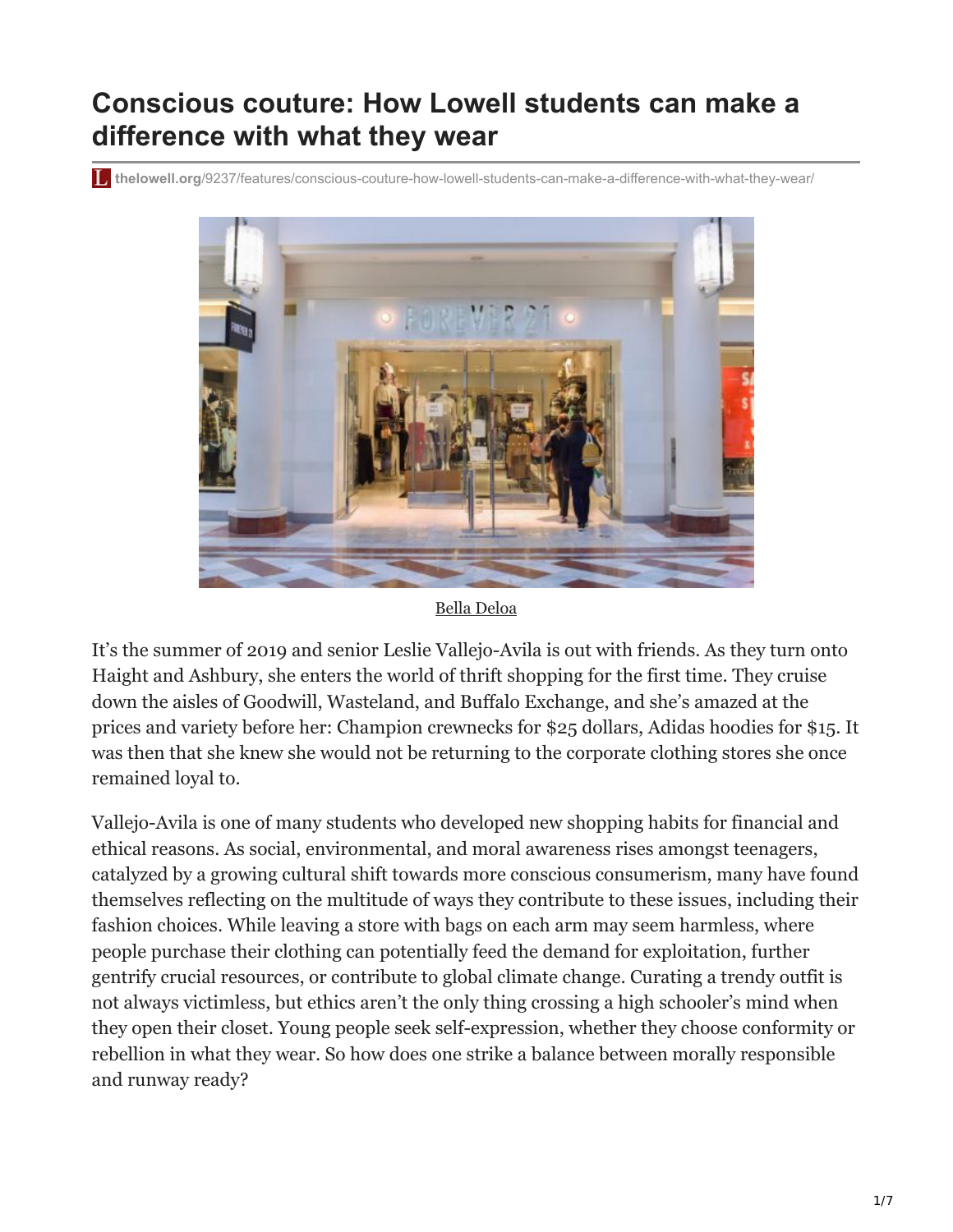# Conscious couture: How Lowell students can make a difference with what they wear

thelowell.org/9237/features/conscious-couture-how-lowell-students-can-make-a-difference-with-what-they-wear/

Bella Deloa

It's the summer of 2019 and senior Leslie Vallejo-Avila is out with friends. As they turn onto Haight and Ashbury, she enters the world of thrift shopping for the first time. They cruise down the aisles of Goodwill, Wasteland, and Buffalo Exchange, and she's amazed at the prices and variety before her: Champion crewnecks for $25 dollars, Adidas hoodies for $15. It was then that she knew she would not be returning to the corporate clothing stores she once remained loyal to.

Vallejo-Avila is one of many students who developed new shopping habits for financial and ethical reasons. As social, environmental, and moral awareness rises amongst teenagers, catalyzed by a growing cultural shift towards more conscious consumerism, many have found themselves reflecting on the multitude of ways they contribute to these issues, including their fashion choices. While leaving a store with bags on each arm may seem harmless, where people purchase their clothing can potentially feed the demand for exploitation, further gentrify crucial resources, or contribute to global climate change. Curating a trendy outfit is not always victimless, but ethics aren't the only thing crossing a high schooler's mind when they open their closet. Young people seek self-expression, whether they choose conformity or rebellion in what they wear. So how does one strike a balance between morally responsible and runway ready?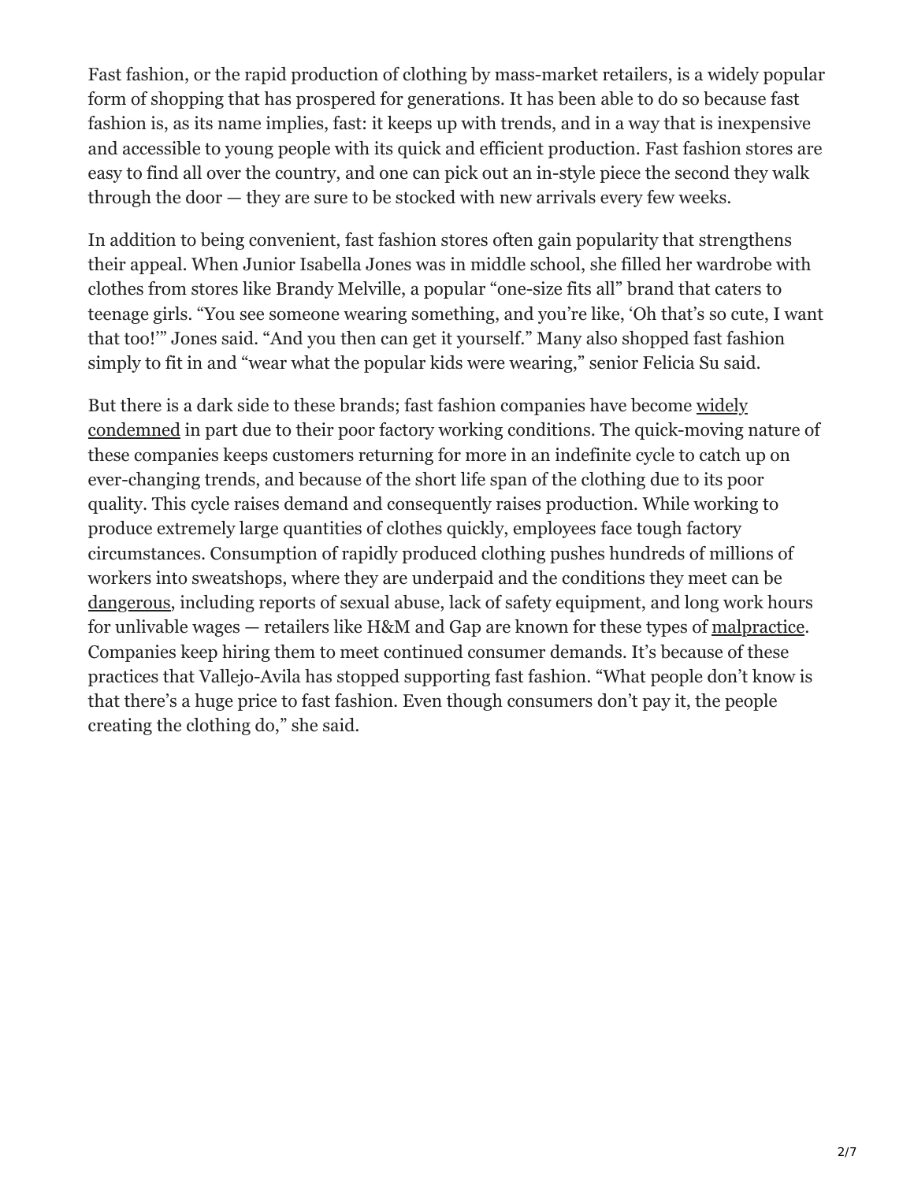Fast fashion, or the rapid production of clothing by mass-market retailers, is a widely popular form of shopping that has prospered for generations. It has been able to do so because fast fashion is, as its name implies, fast: it keeps up with trends, and in a way that is inexpensive and accessible to young people with its quick and efficient production. Fast fashion stores are easy to find all over the country, and one can pick out an in-style piece the second they walk through the door — they are sure to be stocked with new arrivals every few weeks.

In addition to being convenient, fast fashion stores often gain popularity that strengthens their appeal. When Junior Isabella Jones was in middle school, she filled her wardrobe with clothes from stores like Brandy Melville, a popular "one-size fits all" brand that caters to teenage girls. "You see someone wearing something, and you're like, 'Oh that's so cute, I want that too!'" Jones said. "And you then can get it yourself." Many also shopped fast fashion simply to fit in and "wear what the popular kids were wearing," senior Felicia Su said.

But there is a dark side to these brands; fast fashion companies have become widely condemned in part due to their poor factory working conditions. The quick-moving nature of these companies keeps customers returning for more in an indefinite cycle to catch up on ever-changing trends, and because of the short life span of the clothing due to its poor quality. This cycle raises demand and consequently raises production. While working to produce extremely large quantities of clothes quickly, employees face tough factory circumstances. Consumption of rapidly produced clothing pushes hundreds of millions of workers into sweatshops, where they are underpaid and the conditions they meet can be dangerous, including reports of sexual abuse, lack of safety equipment, and long work hours for unlivable wages — retailers like H&M and Gap are known for these types of malpractice. Companies keep hiring them to meet continued consumer demands. It's because of these practices that Vallejo-Avila has stopped supporting fast fashion. "What people don't know is that there's a huge price to fast fashion. Even though consumers don't pay it, the people creating the clothing do," she said.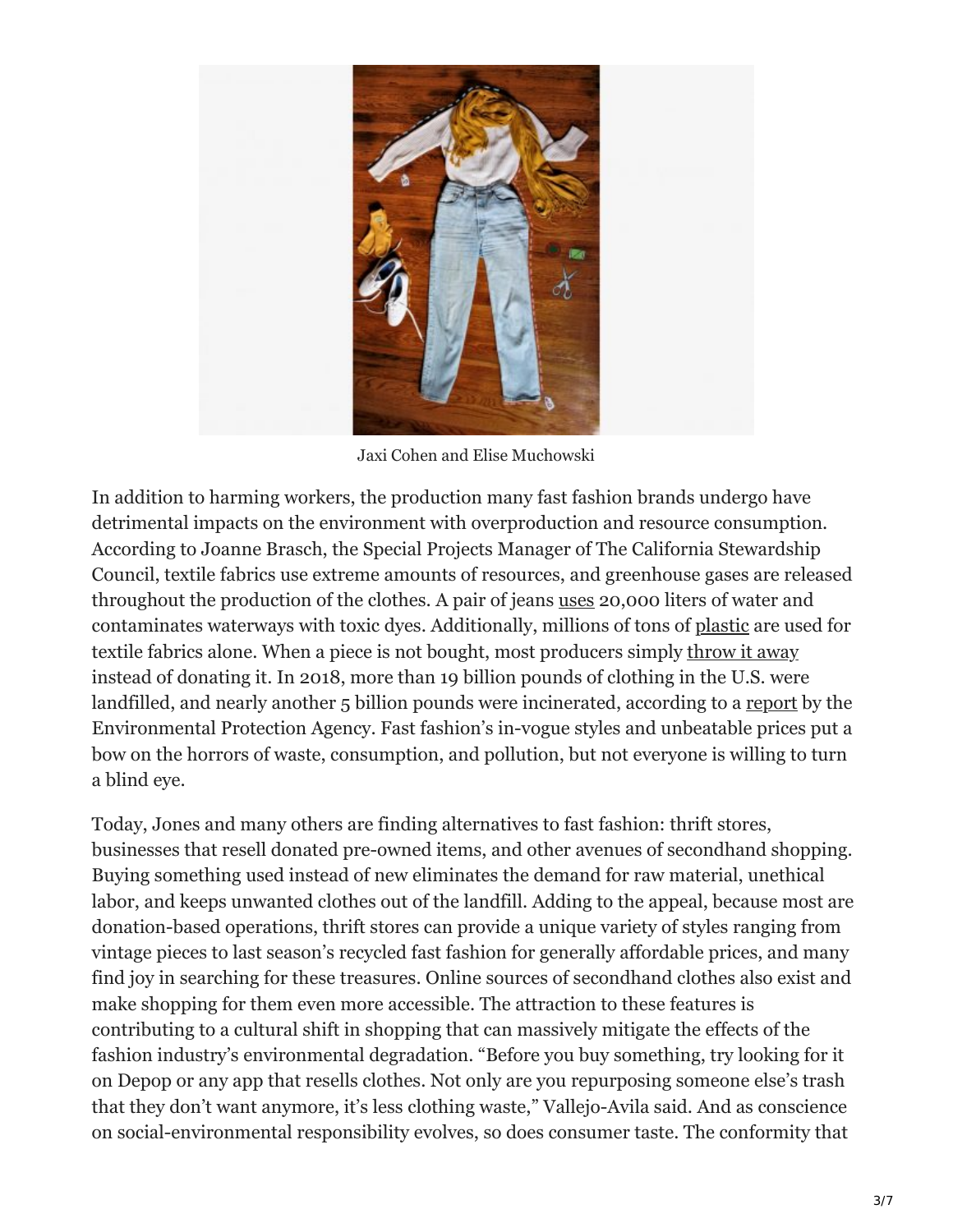Jaxi Cohen and Elise Muchowski

In addition to harming workers, the production many fast fashion brands undergo have detrimental impacts on the environment with overproduction and resource consumption. According to Joanne Brasch, the Special Projects Manager of The California Stewardship Council, textile fabrics use extreme amounts of resources, and greenhouse gases are released throughout the production of the clothes. A pair of jeans uses 20,000 liters of water and contaminates waterways with toxic dyes. Additionally, millions of tons of plastic are used for textile fabrics alone. When a piece is not bought, most producers simply throw it away instead of donating it. In 2018, more than 19 billion pounds of clothing in the U.S. were landfilled, and nearly another 5 billion pounds were incinerated, according to a report by the Environmental Protection Agency. Fast fashion's in-vogue styles and unbeatable prices put a bow on the horrors of waste, consumption, and pollution, but not everyone is willing to turn a blind eye.

Today, Jones and many others are finding alternatives to fast fashion: thrift stores, businesses that resell donated pre-owned items, and other avenues of secondhand shopping. Buying something used instead of new eliminates the demand for raw material, unethical labor, and keeps unwanted clothes out of the landfill. Adding to the appeal, because most are donation-based operations, thrift stores can provide a unique variety of styles ranging from vintage pieces to last season's recycled fast fashion for generally affordable prices, and many find joy in searching for these treasures. Online sources of secondhand clothes also exist and make shopping for them even more accessible. The attraction to these features is contributing to a cultural shift in shopping that can massively mitigate the effects of the fashion industry's environmental degradation. "Before you buy something, try looking for it on Depop or any app that resells clothes. Not only are you repurposing someone else's trash that they don't want anymore, it's less clothing waste," Vallejo-Avila said. And as conscience on social-environmental responsibility evolves, so does consumer taste. The conformity that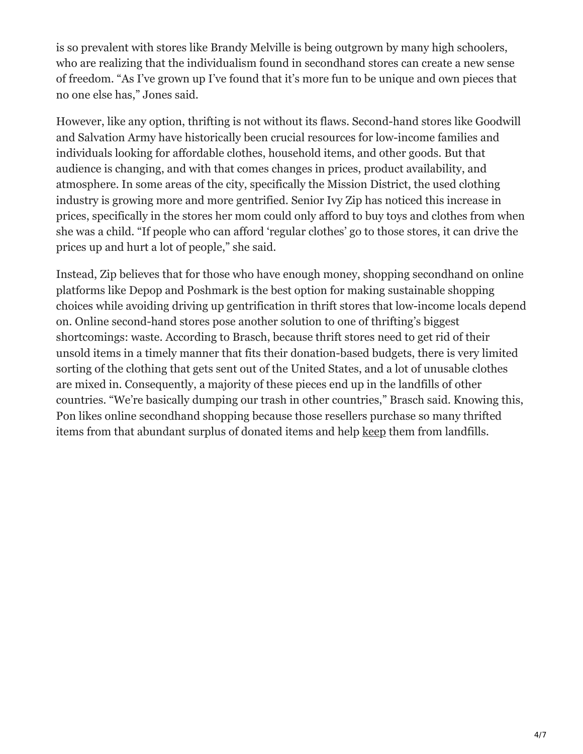is so prevalent with stores like Brandy Melville is being outgrown by many high schoolers, who are realizing that the individualism found in secondhand stores can create a new sense of freedom. “As I’ve grown up I’ve found that it’s more fun to be unique and own pieces that no one else has,” Jones said.

However, like any option, thrifting is not without its flaws. Second-hand stores like Goodwill and Salvation Army have historically been crucial resources for low-income families and individuals looking for affordable clothes, household items, and other goods. But that audience is changing, and with that comes changes in prices, product availability, and atmosphere. In some areas of the city, specifically the Mission District, the used clothing industry is growing more and more gentrified. Senior Ivy Zip has noticed this increase in prices, specifically in the stores her mom could only afford to buy toys and clothes from when she was a child. “If people who can afford ‘regular clothes’ go to those stores, it can drive the prices up and hurt a lot of people,” she said.

Instead, Zip believes that for those who have enough money, shopping secondhand on online platforms like Depop and Poshmark is the best option for making sustainable shopping choices while avoiding driving up gentrification in thrift stores that low-income locals depend on. Online second-hand stores pose another solution to one of thrifting’s biggest shortcomings: waste. According to Brasch, because thrift stores need to get rid of their unsold items in a timely manner that fits their donation-based budgets, there is very limited sorting of the clothing that gets sent out of the United States, and a lot of unusable clothes are mixed in. Consequently, a majority of these pieces end up in the landfills of other countries. “We’re basically dumping our trash in other countries,” Brasch said. Knowing this, Pon likes online secondhand shopping because those resellers purchase so many thrifted items from that abundant surplus of donated items and help keep them from landfills.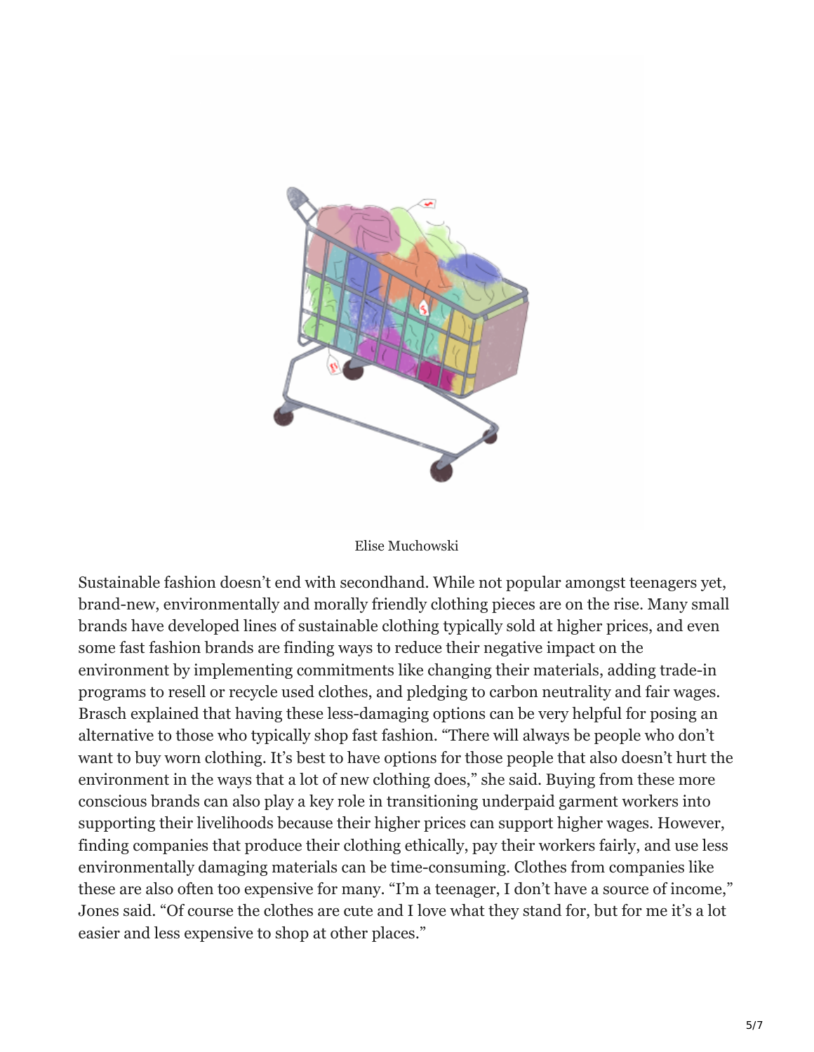Elise Muchowski

Sustainable fashion doesn't end with secondhand. While not popular amongst teenagers yet, brand-new, environmentally and morally friendly clothing pieces are on the rise. Many small brands have developed lines of sustainable clothing typically sold at higher prices, and even some fast fashion brands are finding ways to reduce their negative impact on the environment by implementing commitments like changing their materials, adding trade-in programs to resell or recycle used clothes, and pledging to carbon neutrality and fair wages. Brasch explained that having these less-damaging options can be very helpful for posing an alternative to those who typically shop fast fashion. "There will always be people who don't want to buy worn clothing. It's best to have options for those people that also doesn't hurt the environment in the ways that a lot of new clothing does," she said. Buying from these more conscious brands can also play a key role in transitioning underpaid garment workers into supporting their livelihoods because their higher prices can support higher wages. However, finding companies that produce their clothing ethically, pay their workers fairly, and use less environmentally damaging materials can be time-consuming. Clothes from companies like these are also often too expensive for many. "I'm a teenager, I don't have a source of income," Jones said. "Of course the clothes are cute and I love what they stand for, but for me it's a lot easier and less expensive to shop at other places."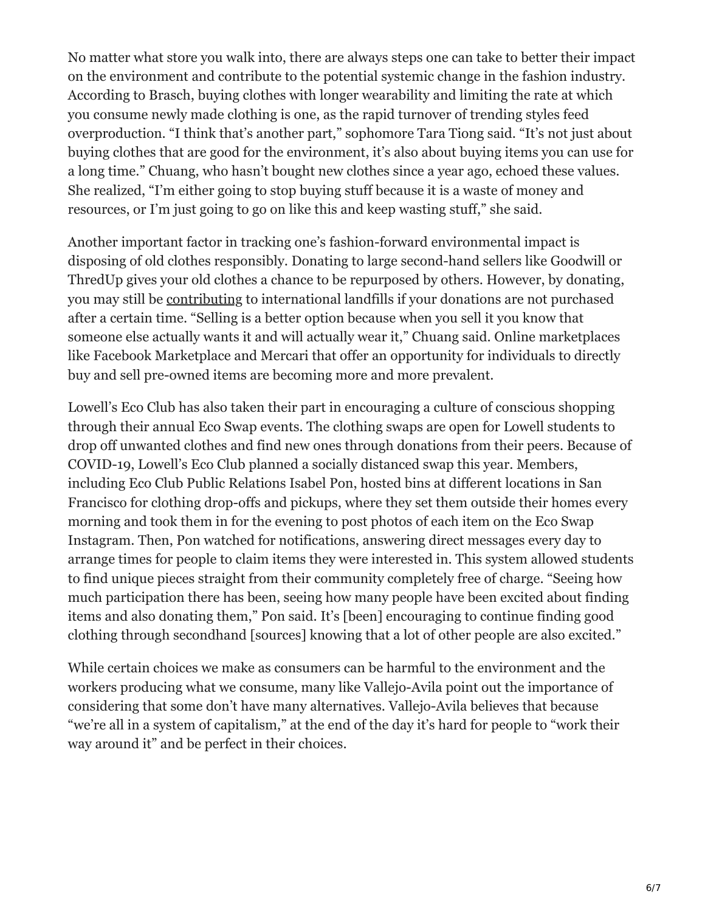No matter what store you walk into, there are always steps one can take to better their impact on the environment and contribute to the potential systemic change in the fashion industry. According to Brasch, buying clothes with longer wearability and limiting the rate at which you consume newly made clothing is one, as the rapid turnover of trending styles feed overproduction. "I think that's another part," sophomore Tara Tiong said. "It's not just about buying clothes that are good for the environment, it's also about buying items you can use for a long time." Chuang, who hasn't bought new clothes since a year ago, echoed these values. She realized, "I'm either going to stop buying stuff because it is a waste of money and resources, or I'm just going to go on like this and keep wasting stuff," she said.

Another important factor in tracking one's fashion-forward environmental impact is disposing of old clothes responsibly. Donating to large second-hand sellers like Goodwill or ThredUp gives your old clothes a chance to be repurposed by others. However, by donating, you may still be contributing to international landfills if your donations are not purchased after a certain time. "Selling is a better option because when you sell it you know that someone else actually wants it and will actually wear it," Chuang said. Online marketplaces like Facebook Marketplace and Mercari that offer an opportunity for individuals to directly buy and sell pre-owned items are becoming more and more prevalent.

Lowell's Eco Club has also taken their part in encouraging a culture of conscious shopping through their annual Eco Swap events. The clothing swaps are open for Lowell students to drop off unwanted clothes and find new ones through donations from their peers. Because of COVID-19, Lowell's Eco Club planned a socially distanced swap this year. Members, including Eco Club Public Relations Isabel Pon, hosted bins at different locations in San Francisco for clothing drop-offs and pickups, where they set them outside their homes every morning and took them in for the evening to post photos of each item on the Eco Swap Instagram. Then, Pon watched for notifications, answering direct messages every day to arrange times for people to claim items they were interested in. This system allowed students to find unique pieces straight from their community completely free of charge. "Seeing how much participation there has been, seeing how many people have been excited about finding items and also donating them," Pon said. It's [been] encouraging to continue finding good clothing through secondhand [sources] knowing that a lot of other people are also excited."

While certain choices we make as consumers can be harmful to the environment and the workers producing what we consume, many like Vallejo-Avila point out the importance of considering that some don't have many alternatives. Vallejo-Avila believes that because "we're all in a system of capitalism," at the end of the day it's hard for people to "work their way around it" and be perfect in their choices.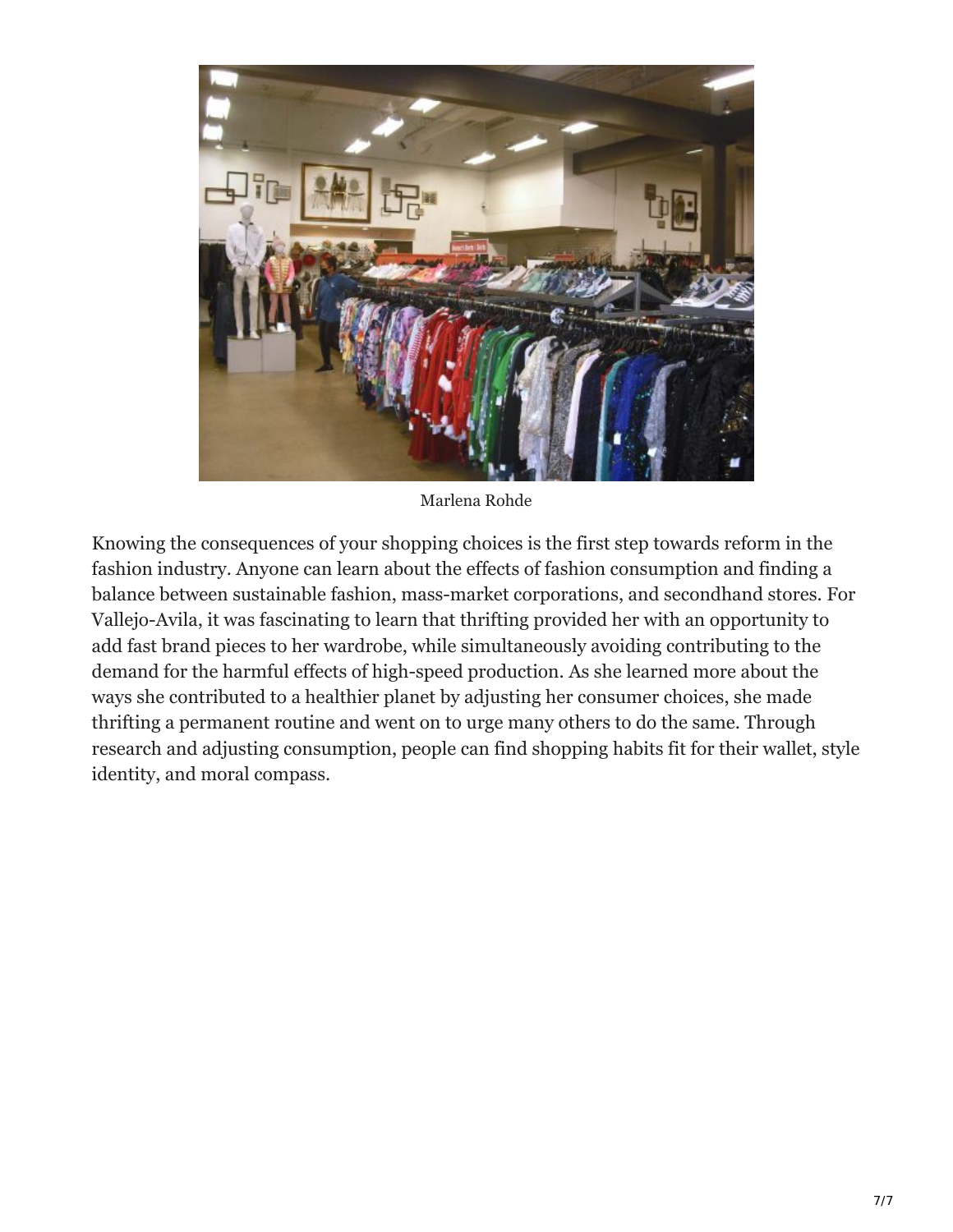Marlena Rohde

Knowing the consequences of your shopping choices is the first step towards reform in the fashion industry. Anyone can learn about the effects of fashion consumption and finding a balance between sustainable fashion, mass-market corporations, and secondhand stores. For Vallejo-Avila, it was fascinating to learn that thrifting provided her with an opportunity to add fast brand pieces to her wardrobe, while simultaneously avoiding contributing to the demand for the harmful effects of high-speed production. As she learned more about the ways she contributed to a healthier planet by adjusting her consumer choices, she made thrifting a permanent routine and went on to urge many others to do the same. Through research and adjusting consumption, people can find shopping habits fit for their wallet, style identity, and moral compass.